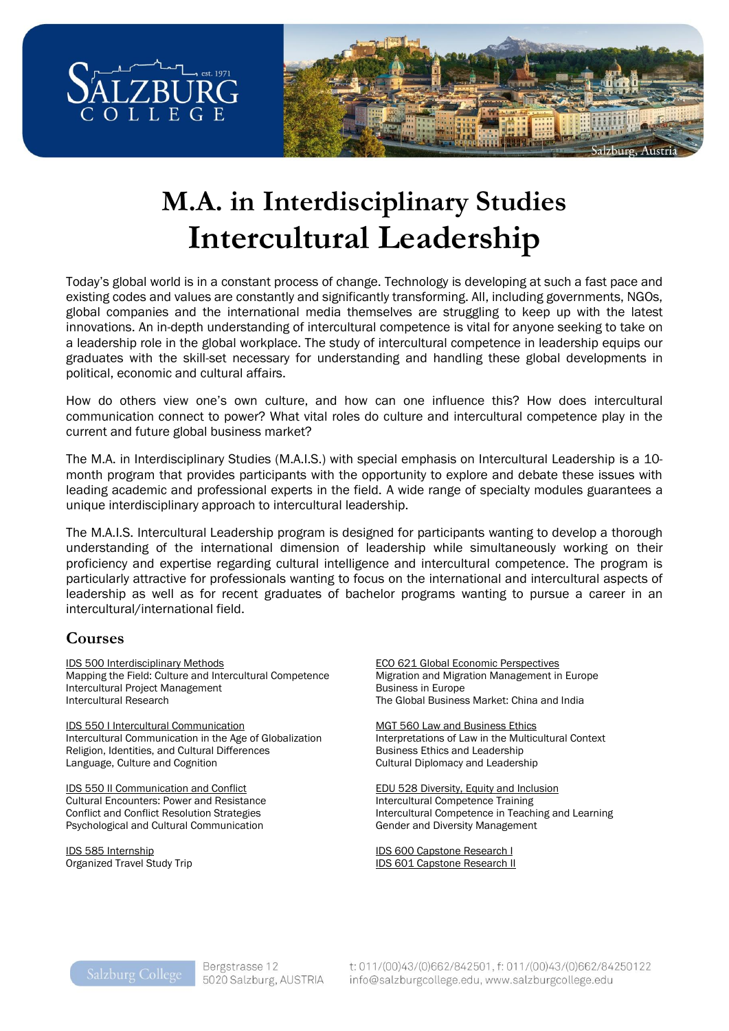# M.A. in Interdisciplinary Studies
# Intercultural Leadership

Today's global world is in a constant process of change. Technology is developing at such a fast pace and existing codes and values are constantly and significantly transforming. All, including governments, NGOs, global companies and the international media themselves are struggling to keep up with the latest innovations. An in-depth understanding of intercultural competence is vital for anyone seeking to take on a leadership role in the global workplace. The study of intercultural competence in leadership equips our graduates with the skill-set necessary for understanding and handling these global developments in political, economic and cultural affairs.

How do others view one's own culture, and how can one influence this? How does intercultural communication connect to power? What vital roles do culture and intercultural competence play in the current and future global business market?

The M.A. in Interdisciplinary Studies (M.A.I.S.) with special emphasis on Intercultural Leadership is a 10-month program that provides participants with the opportunity to explore and debate these issues with leading academic and professional experts in the field. A wide range of specialty modules guarantees a unique interdisciplinary approach to intercultural leadership.

The M.A.I.S. Intercultural Leadership program is designed for participants wanting to develop a thorough understanding of the international dimension of leadership while simultaneously working on their proficiency and expertise regarding cultural intelligence and intercultural competence. The program is particularly attractive for professionals wanting to focus on the international and intercultural aspects of leadership as well as for recent graduates of bachelor programs wanting to pursue a career in an intercultural/international field.

## Courses

IDS 500 Interdisciplinary Methods
Mapping the Field: Culture and Intercultural Competence
Intercultural Project Management
Intercultural Research

IDS 550 I Intercultural Communication
Intercultural Communication in the Age of Globalization
Religion, Identities, and Cultural Differences
Language, Culture and Cognition

IDS 550 II Communication and Conflict
Cultural Encounters: Power and Resistance
Conflict and Conflict Resolution Strategies
Psychological and Cultural Communication

IDS 585 Internship
Organized Travel Study Trip

ECO 621 Global Economic Perspectives
Migration and Migration Management in Europe
Business in Europe
The Global Business Market: China and India

MGT 560 Law and Business Ethics
Interpretations of Law in the Multicultural Context
Business Ethics and Leadership
Cultural Diplomacy and Leadership

EDU 528 Diversity, Equity and Inclusion
Intercultural Competence Training
Intercultural Competence in Teaching and Learning
Gender and Diversity Management

IDS 600 Capstone Research I
IDS 601 Capstone Research II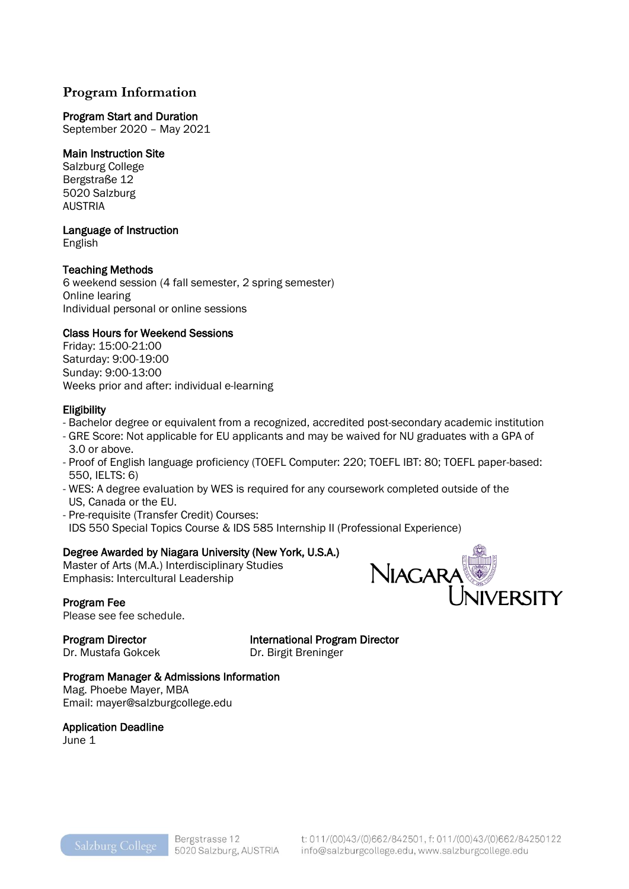# Program Information

**Program Start and Duration**
September 2020 – May 2021

**Main Instruction Site**
Salzburg College
Bergstraße 12
5020 Salzburg
AUSTRIA

**Language of Instruction**
English

**Teaching Methods**
6 weekend session (4 fall semester, 2 spring semester)
Online learing
Individual personal or online sessions

**Class Hours for Weekend Sessions**
Friday: 15:00-21:00
Saturday: 9:00-19:00
Sunday: 9:00-13:00
Weeks prior and after: individual e-learning

**Eligibility**
- Bachelor degree or equivalent from a recognized, accredited post-secondary academic institution
- GRE Score: Not applicable for EU applicants and may be waived for NU graduates with a GPA of 3.0 or above.
- Proof of English language proficiency (TOEFL Computer: 220; TOEFL IBT: 80; TOEFL paper-based: 550, IELTS: 6)
- WES: A degree evaluation by WES is required for any coursework completed outside of the US, Canada or the EU.
- Pre-requisite (Transfer Credit) Courses:
  IDS 550 Special Topics Course & IDS 585 Internship II (Professional Experience)

**Degree Awarded by Niagara University (New York, U.S.A.)**
Master of Arts (M.A.) Interdisciplinary Studies
Emphasis: Intercultural Leadership

**Program Fee**
Please see fee schedule.

**Program Director**
Dr. Mustafa Gokcek

**International Program Director**
Dr. Birgit Breninger

**Program Manager & Admissions Information**
Mag. Phoebe Mayer, MBA
Email: mayer@salzburgcollege.edu

**Application Deadline**
June 1